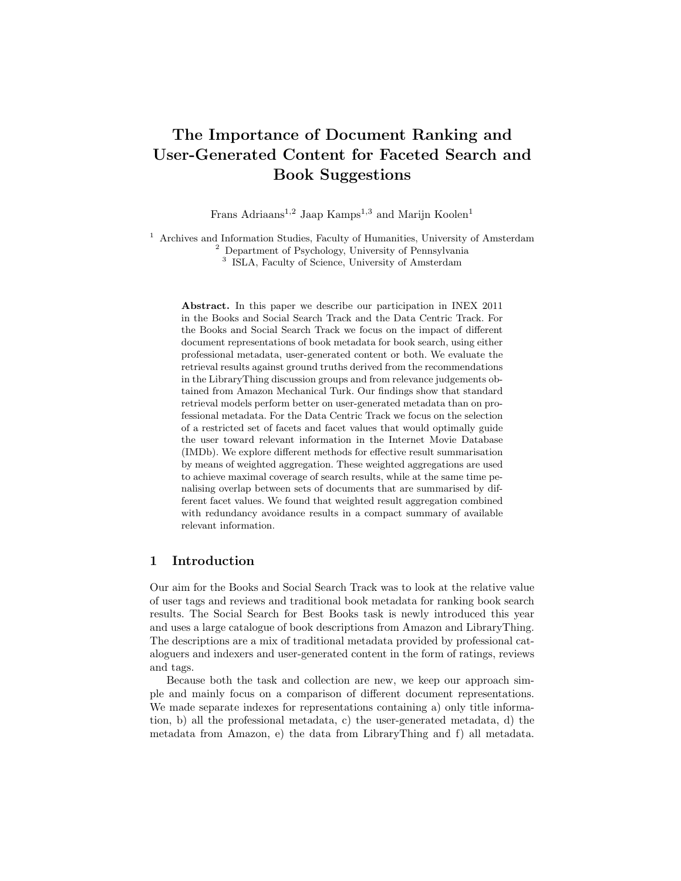# The Importance of Document Ranking and User-Generated Content for Faceted Search and Book Suggestions

Frans Adriaans[1,2] Jaap Kamps[1,3] and Marijn Koolen[1]

[1] Archives and Information Studies, Faculty of Humanities, University of Amsterdam
[2] Department of Psychology, University of Pennsylvania
[3] ISLA, Faculty of Science, University of Amsterdam

**Abstract.** In this paper we describe our participation in INEX 2011 in the Books and Social Search Track and the Data Centric Track. For the Books and Social Search Track we focus on the impact of different document representations of book metadata for book search, using either professional metadata, user-generated content or both. We evaluate the retrieval results against ground truths derived from the recommendations in the LibraryThing discussion groups and from relevance judgements obtained from Amazon Mechanical Turk. Our findings show that standard retrieval models perform better on user-generated metadata than on professional metadata. For the Data Centric Track we focus on the selection of a restricted set of facets and facet values that would optimally guide the user toward relevant information in the Internet Movie Database (IMDb). We explore different methods for effective result summarisation by means of weighted aggregation. These weighted aggregations are used to achieve maximal coverage of search results, while at the same time penalising overlap between sets of documents that are summarised by different facet values. We found that weighted result aggregation combined with redundancy avoidance results in a compact summary of available relevant information.

## 1 Introduction

Our aim for the Books and Social Search Track was to look at the relative value of user tags and reviews and traditional book metadata for ranking book search results. The Social Search for Best Books task is newly introduced this year and uses a large catalogue of book descriptions from Amazon and LibraryThing. The descriptions are a mix of traditional metadata provided by professional cataloguers and indexers and user-generated content in the form of ratings, reviews and tags.

Because both the task and collection are new, we keep our approach simple and mainly focus on a comparison of different document representations. We made separate indexes for representations containing a) only title information, b) all the professional metadata, c) the user-generated metadata, d) the metadata from Amazon, e) the data from LibraryThing and f) all metadata.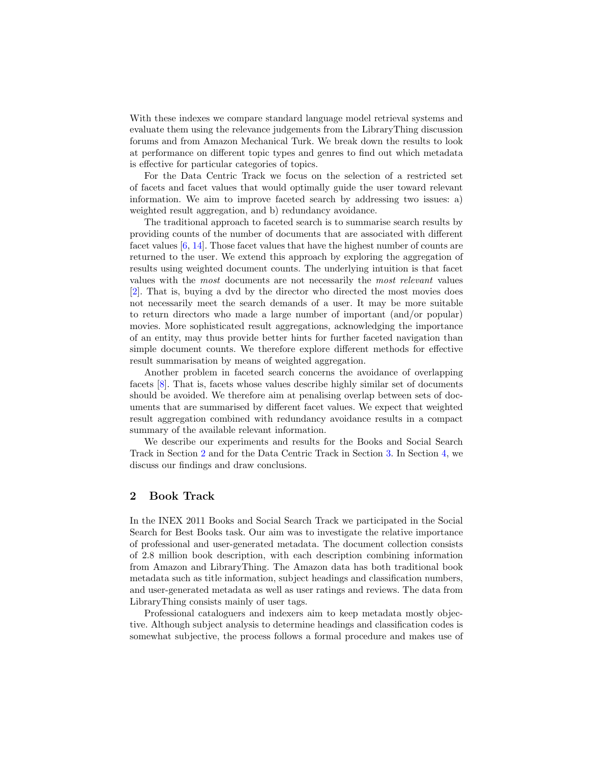With these indexes we compare standard language model retrieval systems and evaluate them using the relevance judgements from the LibraryThing discussion forums and from Amazon Mechanical Turk. We break down the results to look at performance on different topic types and genres to find out which metadata is effective for particular categories of topics.

For the Data Centric Track we focus on the selection of a restricted set of facets and facet values that would optimally guide the user toward relevant information. We aim to improve faceted search by addressing two issues: a) weighted result aggregation, and b) redundancy avoidance.

The traditional approach to faceted search is to summarise search results by providing counts of the number of documents that are associated with different facet values [6, 14]. Those facet values that have the highest number of counts are returned to the user. We extend this approach by exploring the aggregation of results using weighted document counts. The underlying intuition is that facet values with the *most* documents are not necessarily the *most relevant* values [2]. That is, buying a dvd by the director who directed the most movies does not necessarily meet the search demands of a user. It may be more suitable to return directors who made a large number of important (and/or popular) movies. More sophisticated result aggregations, acknowledging the importance of an entity, may thus provide better hints for further faceted navigation than simple document counts. We therefore explore different methods for effective result summarisation by means of weighted aggregation.

Another problem in faceted search concerns the avoidance of overlapping facets [8]. That is, facets whose values describe highly similar set of documents should be avoided. We therefore aim at penalising overlap between sets of documents that are summarised by different facet values. We expect that weighted result aggregation combined with redundancy avoidance results in a compact summary of the available relevant information.

We describe our experiments and results for the Books and Social Search Track in Section 2 and for the Data Centric Track in Section 3. In Section 4, we discuss our findings and draw conclusions.

## 2 Book Track

In the INEX 2011 Books and Social Search Track we participated in the Social Search for Best Books task. Our aim was to investigate the relative importance of professional and user-generated metadata. The document collection consists of 2.8 million book description, with each description combining information from Amazon and LibraryThing. The Amazon data has both traditional book metadata such as title information, subject headings and classification numbers, and user-generated metadata as well as user ratings and reviews. The data from LibraryThing consists mainly of user tags.

Professional cataloguers and indexers aim to keep metadata mostly objective. Although subject analysis to determine headings and classification codes is somewhat subjective, the process follows a formal procedure and makes use of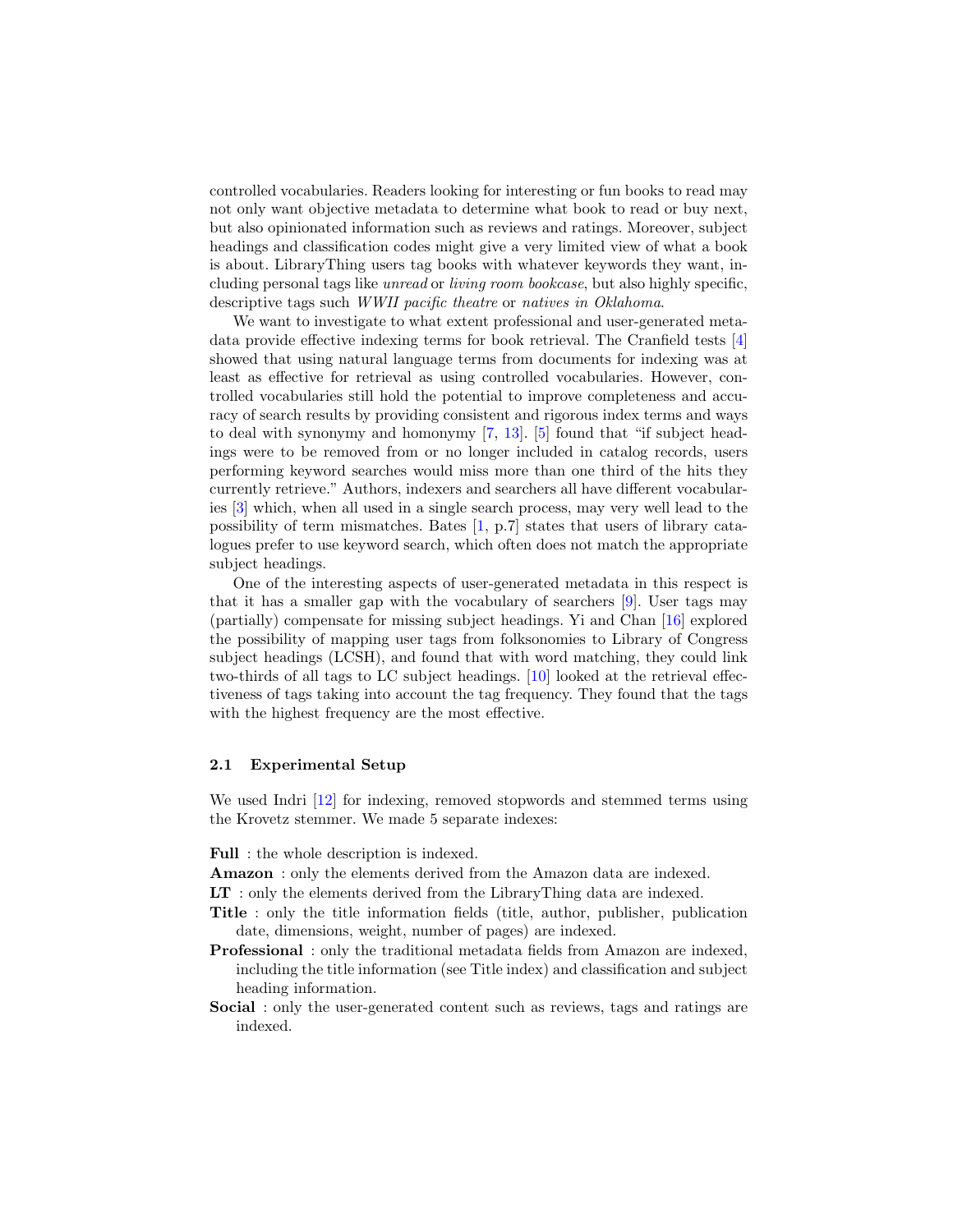controlled vocabularies. Readers looking for interesting or fun books to read may not only want objective metadata to determine what book to read or buy next, but also opinionated information such as reviews and ratings. Moreover, subject headings and classification codes might give a very limited view of what a book is about. LibraryThing users tag books with whatever keywords they want, including personal tags like *unread* or *living room bookcase*, but also highly specific, descriptive tags such *WWII pacific theatre* or *natives in Oklahoma*.

We want to investigate to what extent professional and user-generated metadata provide effective indexing terms for book retrieval. The Cranfield tests [4] showed that using natural language terms from documents for indexing was at least as effective for retrieval as using controlled vocabularies. However, controlled vocabularies still hold the potential to improve completeness and accuracy of search results by providing consistent and rigorous index terms and ways to deal with synonymy and homonymy [7, 13]. [5] found that "if subject headings were to be removed from or no longer included in catalog records, users performing keyword searches would miss more than one third of the hits they currently retrieve." Authors, indexers and searchers all have different vocabularies [3] which, when all used in a single search process, may very well lead to the possibility of term mismatches. Bates [1, p.7] states that users of library catalogues prefer to use keyword search, which often does not match the appropriate subject headings.

One of the interesting aspects of user-generated metadata in this respect is that it has a smaller gap with the vocabulary of searchers [9]. User tags may (partially) compensate for missing subject headings. Yi and Chan [16] explored the possibility of mapping user tags from folksonomies to Library of Congress subject headings (LCSH), and found that with word matching, they could link two-thirds of all tags to LC subject headings. [10] looked at the retrieval effectiveness of tags taking into account the tag frequency. They found that the tags with the highest frequency are the most effective.

### 2.1 Experimental Setup

We used Indri [12] for indexing, removed stopwords and stemmed terms using the Krovetz stemmer. We made 5 separate indexes:

**Full** : the whole description is indexed.

**Amazon** : only the elements derived from the Amazon data are indexed.

**LT** : only the elements derived from the LibraryThing data are indexed.

**Title** : only the title information fields (title, author, publisher, publication date, dimensions, weight, number of pages) are indexed.

**Professional** : only the traditional metadata fields from Amazon are indexed, including the title information (see Title index) and classification and subject heading information.

**Social** : only the user-generated content such as reviews, tags and ratings are indexed.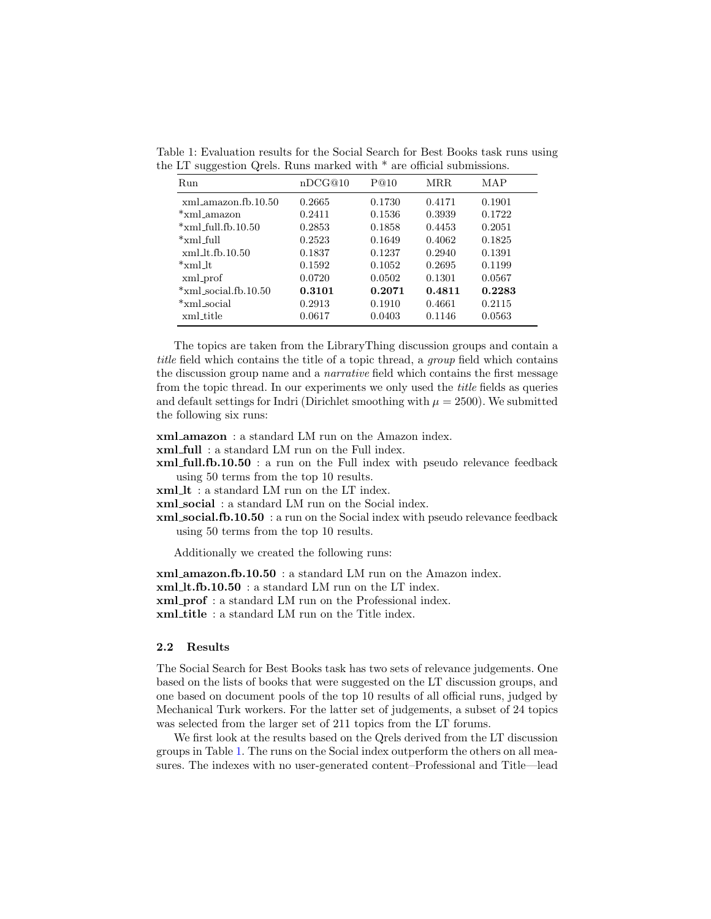Table 1: Evaluation results for the Social Search for Best Books task runs using the LT suggestion Qrels. Runs marked with * are official submissions.

| Run | nDCG@10 | P@10 | MRR | MAP |
|---|---|---|---|---|
| xml_amazon.fb.10.50 | 0.2665 | 0.1730 | 0.4171 | 0.1901 |
| *xml_amazon | 0.2411 | 0.1536 | 0.3939 | 0.1722 |
| *xml_full.fb.10.50 | 0.2853 | 0.1858 | 0.4453 | 0.2051 |
| *xml_full | 0.2523 | 0.1649 | 0.4062 | 0.1825 |
| xml_lt.fb.10.50 | 0.1837 | 0.1237 | 0.2940 | 0.1391 |
| *xml_lt | 0.1592 | 0.1052 | 0.2695 | 0.1199 |
| xml_prof | 0.0720 | 0.0502 | 0.1301 | 0.0567 |
| *xml_social.fb.10.50 | **0.3101** | **0.2071** | **0.4811** | **0.2283** |
| *xml_social | 0.2913 | 0.1910 | 0.4661 | 0.2115 |
| xml_title | 0.0617 | 0.0403 | 0.1146 | 0.0563 |

The topics are taken from the LibraryThing discussion groups and contain a *title* field which contains the title of a topic thread, a *group* field which contains the discussion group name and a *narrative* field which contains the first message from the topic thread. In our experiments we only used the *title* fields as queries and default settings for Indri (Dirichlet smoothing with $\mu = 2500$). We submitted the following six runs:

**xml_amazon** : a standard LM run on the Amazon index.
**xml_full** : a standard LM run on the Full index.
**xml_full.fb.10.50** : a run on the Full index with pseudo relevance feedback using 50 terms from the top 10 results.
**xml_lt** : a standard LM run on the LT index.
**xml_social** : a standard LM run on the Social index.
**xml_social.fb.10.50** : a run on the Social index with pseudo relevance feedback using 50 terms from the top 10 results.

Additionally we created the following runs:

**xml_amazon.fb.10.50** : a standard LM run on the Amazon index.
**xml_lt.fb.10.50** : a standard LM run on the LT index.
**xml_prof** : a standard LM run on the Professional index.
**xml_title** : a standard LM run on the Title index.

### 2.2 Results

The Social Search for Best Books task has two sets of relevance judgements. One based on the lists of books that were suggested on the LT discussion groups, and one based on document pools of the top 10 results of all official runs, judged by Mechanical Turk workers. For the latter set of judgements, a subset of 24 topics was selected from the larger set of 211 topics from the LT forums.

We first look at the results based on the Qrels derived from the LT discussion groups in Table 1. The runs on the Social index outperform the others on all measures. The indexes with no user-generated content–Professional and Title—lead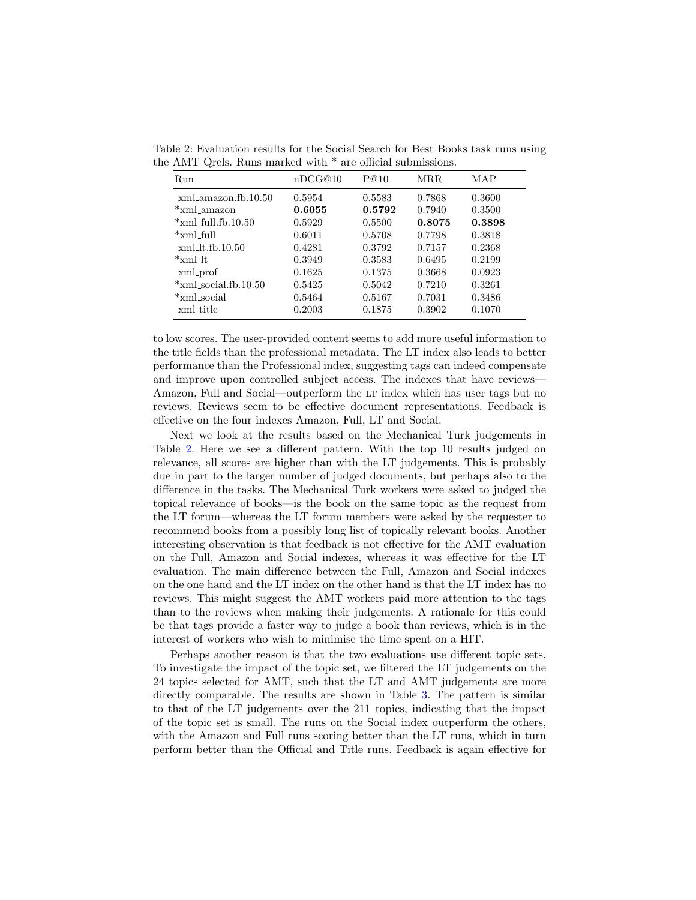Table 2: Evaluation results for the Social Search for Best Books task runs using the AMT Qrels. Runs marked with * are official submissions.

| Run | nDCG@10 | P@10 | MRR | MAP |
|---|---|---|---|---|
| xml_amazon.fb.10.50 | 0.5954 | 0.5583 | 0.7868 | 0.3600 |
| *xml_amazon | **0.6055** | **0.5792** | 0.7940 | 0.3500 |
| *xml_full.fb.10.50 | 0.5929 | 0.5500 | **0.8075** | **0.3898** |
| *xml_full | 0.6011 | 0.5708 | 0.7798 | 0.3818 |
| xml_lt.fb.10.50 | 0.4281 | 0.3792 | 0.7157 | 0.2368 |
| *xml_lt | 0.3949 | 0.3583 | 0.6495 | 0.2199 |
| xml_prof | 0.1625 | 0.1375 | 0.3668 | 0.0923 |
| *xml_social.fb.10.50 | 0.5425 | 0.5042 | 0.7210 | 0.3261 |
| *xml_social | 0.5464 | 0.5167 | 0.7031 | 0.3486 |
| xml_title | 0.2003 | 0.1875 | 0.3902 | 0.1070 |

to low scores. The user-provided content seems to add more useful information to the title fields than the professional metadata. The LT index also leads to better performance than the Professional index, suggesting tags can indeed compensate and improve upon controlled subject access. The indexes that have reviews—Amazon, Full and Social—outperform the LT index which has user tags but no reviews. Reviews seem to be effective document representations. Feedback is effective on the four indexes Amazon, Full, LT and Social.

Next we look at the results based on the Mechanical Turk judgements in Table 2. Here we see a different pattern. With the top 10 results judged on relevance, all scores are higher than with the LT judgements. This is probably due in part to the larger number of judged documents, but perhaps also to the difference in the tasks. The Mechanical Turk workers were asked to judged the topical relevance of books—is the book on the same topic as the request from the LT forum—whereas the LT forum members were asked by the requester to recommend books from a possibly long list of topically relevant books. Another interesting observation is that feedback is not effective for the AMT evaluation on the Full, Amazon and Social indexes, whereas it was effective for the LT evaluation. The main difference between the Full, Amazon and Social indexes on the one hand and the LT index on the other hand is that the LT index has no reviews. This might suggest the AMT workers paid more attention to the tags than to the reviews when making their judgements. A rationale for this could be that tags provide a faster way to judge a book than reviews, which is in the interest of workers who wish to minimise the time spent on a HIT.

Perhaps another reason is that the two evaluations use different topic sets. To investigate the impact of the topic set, we filtered the LT judgements on the 24 topics selected for AMT, such that the LT and AMT judgements are more directly comparable. The results are shown in Table 3. The pattern is similar to that of the LT judgements over the 211 topics, indicating that the impact of the topic set is small. The runs on the Social index outperform the others, with the Amazon and Full runs scoring better than the LT runs, which in turn perform better than the Official and Title runs. Feedback is again effective for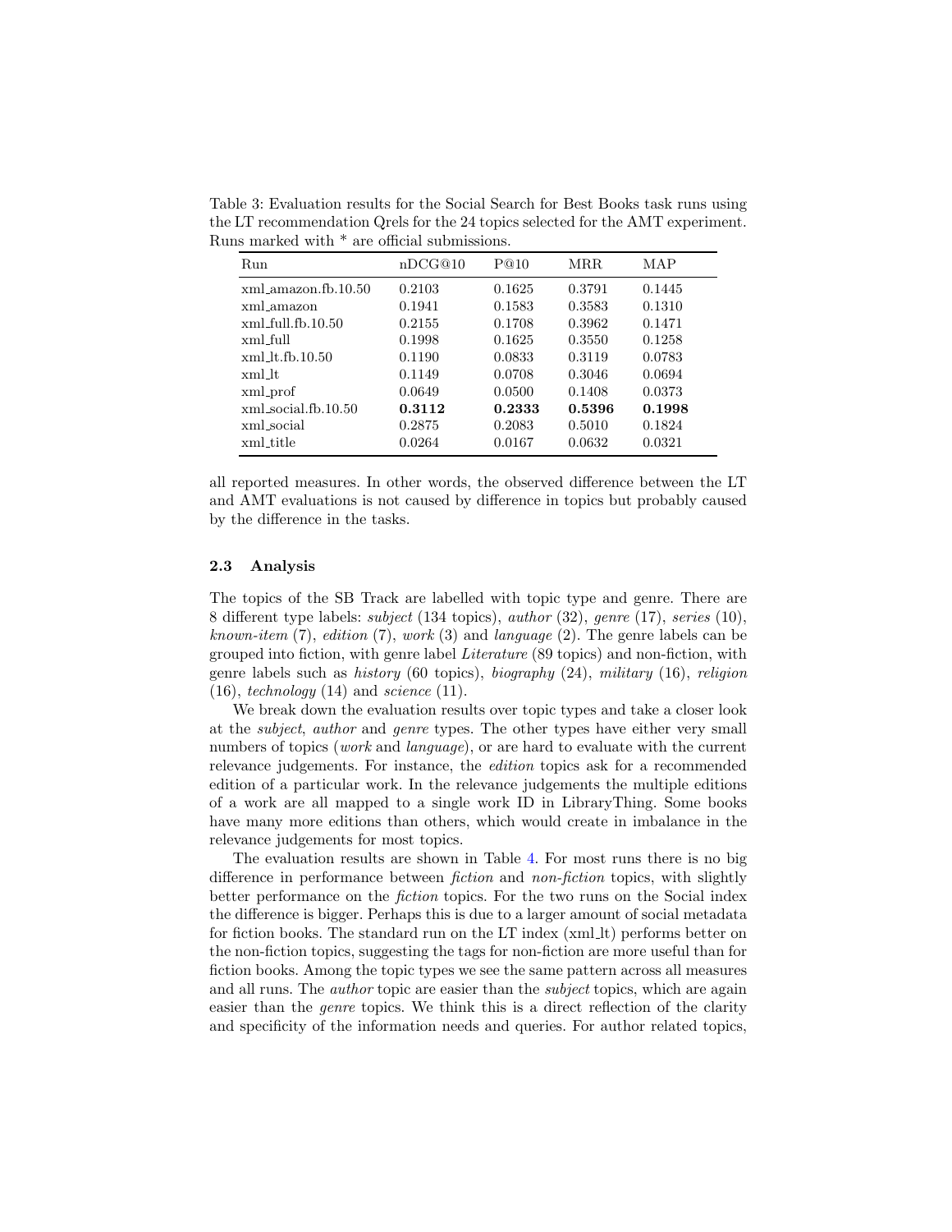Table 3: Evaluation results for the Social Search for Best Books task runs using the LT recommendation Qrels for the 24 topics selected for the AMT experiment. Runs marked with * are official submissions.

| Run | nDCG@10 | P@10 | MRR | MAP |
|---|---|---|---|---|
| xml_amazon.fb.10.50 | 0.2103 | 0.1625 | 0.3791 | 0.1445 |
| xml_amazon | 0.1941 | 0.1583 | 0.3583 | 0.1310 |
| xml_full.fb.10.50 | 0.2155 | 0.1708 | 0.3962 | 0.1471 |
| xml_full | 0.1998 | 0.1625 | 0.3550 | 0.1258 |
| xml_lt.fb.10.50 | 0.1190 | 0.0833 | 0.3119 | 0.0783 |
| xml_lt | 0.1149 | 0.0708 | 0.3046 | 0.0694 |
| xml_prof | 0.0649 | 0.0500 | 0.1408 | 0.0373 |
| xml_social.fb.10.50 | **0.3112** | **0.2333** | **0.5396** | **0.1998** |
| xml_social | 0.2875 | 0.2083 | 0.5010 | 0.1824 |
| xml_title | 0.0264 | 0.0167 | 0.0632 | 0.0321 |

all reported measures. In other words, the observed difference between the LT and AMT evaluations is not caused by difference in topics but probably caused by the difference in the tasks.

### 2.3 Analysis

The topics of the SB Track are labelled with topic type and genre. There are 8 different type labels: *subject* (134 topics), *author* (32), *genre* (17), *series* (10), *known-item* (7), *edition* (7), *work* (3) and *language* (2). The genre labels can be grouped into fiction, with genre label *Literature* (89 topics) and non-fiction, with genre labels such as *history* (60 topics), *biography* (24), *military* (16), *religion* (16), *technology* (14) and *science* (11).

We break down the evaluation results over topic types and take a closer look at the *subject*, *author* and *genre* types. The other types have either very small numbers of topics (*work* and *language*), or are hard to evaluate with the current relevance judgements. For instance, the *edition* topics ask for a recommended edition of a particular work. In the relevance judgements the multiple editions of a work are all mapped to a single work ID in LibraryThing. Some books have many more editions than others, which would create in imbalance in the relevance judgements for most topics.

The evaluation results are shown in Table 4. For most runs there is no big difference in performance between *fiction* and *non-fiction* topics, with slightly better performance on the *fiction* topics. For the two runs on the Social index the difference is bigger. Perhaps this is due to a larger amount of social metadata for fiction books. The standard run on the LT index (xml_lt) performs better on the non-fiction topics, suggesting the tags for non-fiction are more useful than for fiction books. Among the topic types we see the same pattern across all measures and all runs. The *author* topic are easier than the *subject* topics, which are again easier than the *genre* topics. We think this is a direct reflection of the clarity and specificity of the information needs and queries. For author related topics,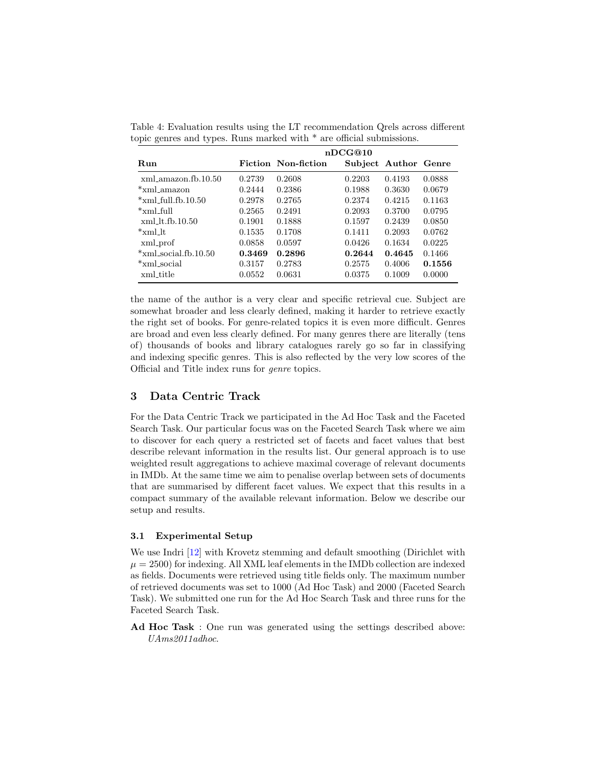Table 4: Evaluation results using the LT recommendation Qrels across different topic genres and types. Runs marked with * are official submissions.

| Run | nDCG@10 | | | | |
|---|---|---|---|---|---|
| | Fiction | Non-fiction | Subject | Author | Genre |
| xml_amazon.fb.10.50 | 0.2739 | 0.2608 | 0.2203 | 0.4193 | 0.0888 |
| *xml_amazon | 0.2444 | 0.2386 | 0.1988 | 0.3630 | 0.0679 |
| *xml_full.fb.10.50 | 0.2978 | 0.2765 | 0.2374 | 0.4215 | 0.1163 |
| *xml_full | 0.2565 | 0.2491 | 0.2093 | 0.3700 | 0.0795 |
| xml_lt.fb.10.50 | 0.1901 | 0.1888 | 0.1597 | 0.2439 | 0.0850 |
| *xml_lt | 0.1535 | 0.1708 | 0.1411 | 0.2093 | 0.0762 |
| xml_prof | 0.0858 | 0.0597 | 0.0426 | 0.1634 | 0.0225 |
| *xml_social.fb.10.50 | **0.3469** | **0.2896** | **0.2644** | **0.4645** | 0.1466 |
| *xml_social | 0.3157 | 0.2783 | 0.2575 | 0.4006 | **0.1556** |
| xml_title | 0.0552 | 0.0631 | 0.0375 | 0.1009 | 0.0000 |

the name of the author is a very clear and specific retrieval cue. Subject are somewhat broader and less clearly defined, making it harder to retrieve exactly the right set of books. For genre-related topics it is even more difficult. Genres are broad and even less clearly defined. For many genres there are literally (tens of) thousands of books and library catalogues rarely go so far in classifying and indexing specific genres. This is also reflected by the very low scores of the Official and Title index runs for *genre* topics.

## 3 Data Centric Track

For the Data Centric Track we participated in the Ad Hoc Task and the Faceted Search Task. Our particular focus was on the Faceted Search Task where we aim to discover for each query a restricted set of facets and facet values that best describe relevant information in the results list. Our general approach is to use weighted result aggregations to achieve maximal coverage of relevant documents in IMDb. At the same time we aim to penalise overlap between sets of documents that are summarised by different facet values. We expect that this results in a compact summary of the available relevant information. Below we describe our setup and results.

### 3.1 Experimental Setup

We use Indri [12] with Krovetz stemming and default smoothing (Dirichlet with $\mu = 2500$) for indexing. All XML leaf elements in the IMDb collection are indexed as fields. Documents were retrieved using title fields only. The maximum number of retrieved documents was set to 1000 (Ad Hoc Task) and 2000 (Faceted Search Task). We submitted one run for the Ad Hoc Search Task and three runs for the Faceted Search Task.

**Ad Hoc Task** : One run was generated using the settings described above: *UAms2011adhoc*.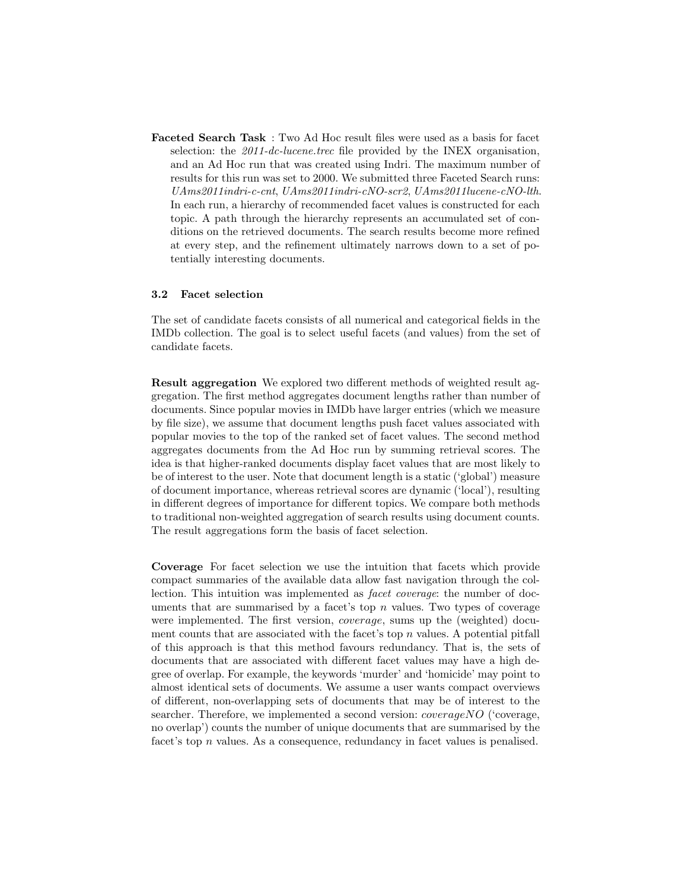**Faceted Search Task** : Two Ad Hoc result files were used as a basis for facet selection: the *2011-dc-lucene.trec* file provided by the INEX organisation, and an Ad Hoc run that was created using Indri. The maximum number of results for this run was set to 2000. We submitted three Faceted Search runs: *UAms2011indri-c-cnt*, *UAms2011indri-cNO-scr2*, *UAms2011lucene-cNO-lth*. In each run, a hierarchy of recommended facet values is constructed for each topic. A path through the hierarchy represents an accumulated set of conditions on the retrieved documents. The search results become more refined at every step, and the refinement ultimately narrows down to a set of potentially interesting documents.

### 3.2 Facet selection

The set of candidate facets consists of all numerical and categorical fields in the IMDb collection. The goal is to select useful facets (and values) from the set of candidate facets.

**Result aggregation** We explored two different methods of weighted result aggregation. The first method aggregates document lengths rather than number of documents. Since popular movies in IMDb have larger entries (which we measure by file size), we assume that document lengths push facet values associated with popular movies to the top of the ranked set of facet values. The second method aggregates documents from the Ad Hoc run by summing retrieval scores. The idea is that higher-ranked documents display facet values that are most likely to be of interest to the user. Note that document length is a static ('global') measure of document importance, whereas retrieval scores are dynamic ('local'), resulting in different degrees of importance for different topics. We compare both methods to traditional non-weighted aggregation of search results using document counts. The result aggregations form the basis of facet selection.

**Coverage** For facet selection we use the intuition that facets which provide compact summaries of the available data allow fast navigation through the collection. This intuition was implemented as *facet coverage*: the number of documents that are summarised by a facet's top $n$ values. Two types of coverage were implemented. The first version, *coverage*, sums up the (weighted) document counts that are associated with the facet's top $n$ values. A potential pitfall of this approach is that this method favours redundancy. That is, the sets of documents that are associated with different facet values may have a high degree of overlap. For example, the keywords 'murder' and 'homicide' may point to almost identical sets of documents. We assume a user wants compact overviews of different, non-overlapping sets of documents that may be of interest to the searcher. Therefore, we implemented a second version: *coverageNO* ('coverage, no overlap') counts the number of unique documents that are summarised by the facet's top $n$ values. As a consequence, redundancy in facet values is penalised.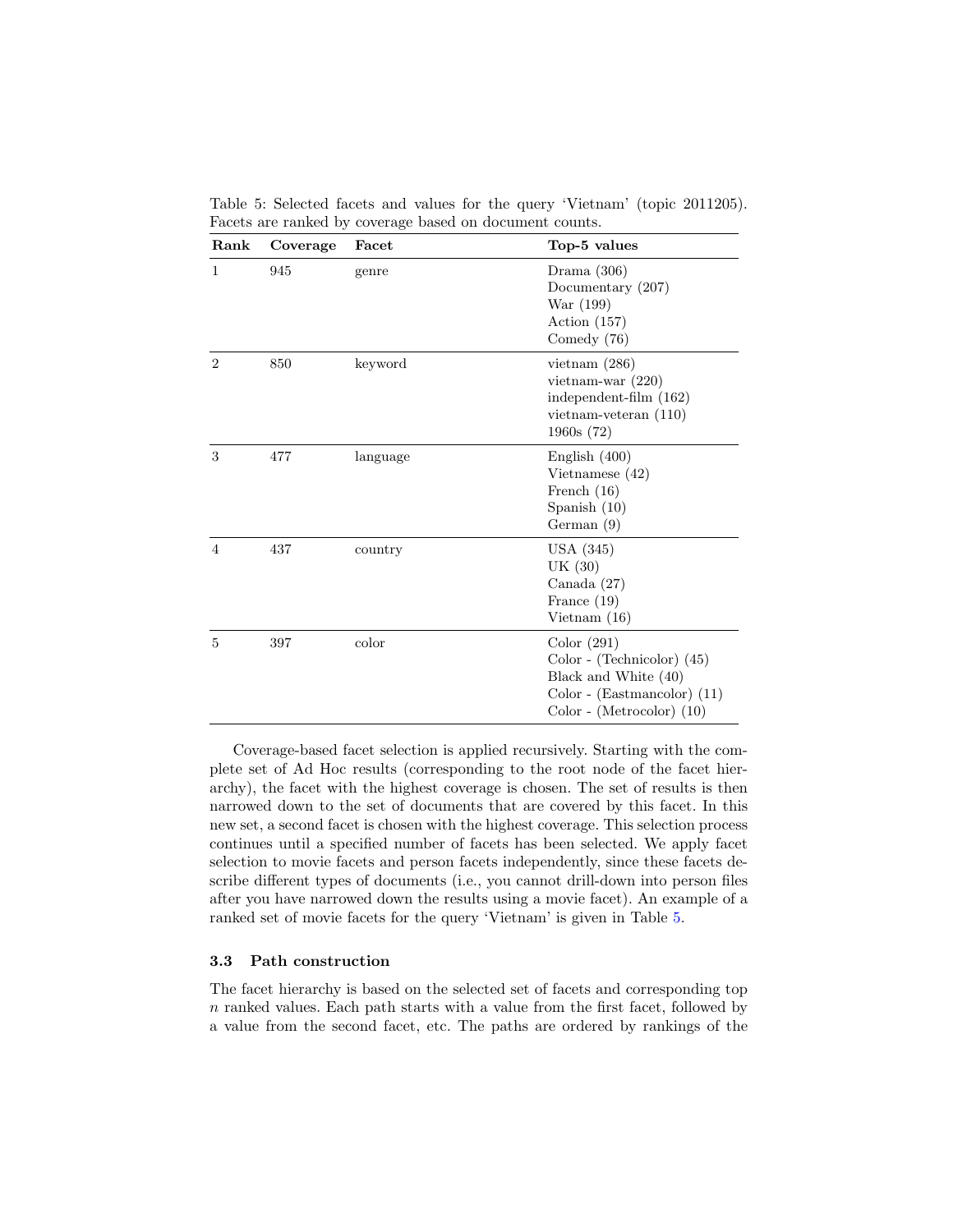Table 5: Selected facets and values for the query 'Vietnam' (topic 2011205). Facets are ranked by coverage based on document counts.

| Rank | Coverage | Facet | Top-5 values |
| --- | --- | --- | --- |
| 1 | 945 | genre | Drama (306)<br>Documentary (207)<br>War (199)<br>Action (157)<br>Comedy (76) |
| 2 | 850 | keyword | vietnam (286)<br>vietnam-war (220)<br>independent-film (162)<br>vietnam-veteran (110)<br>1960s (72) |
| 3 | 477 | language | English (400)<br>Vietnamese (42)<br>French (16)<br>Spanish (10)<br>German (9) |
| 4 | 437 | country | USA (345)<br>UK (30)<br>Canada (27)<br>France (19)<br>Vietnam (16) |
| 5 | 397 | color | Color (291)<br>Color - (Technicolor) (45)<br>Black and White (40)<br>Color - (Eastmancolor) (11)<br>Color - (Metrocolor) (10) |

Coverage-based facet selection is applied recursively. Starting with the complete set of Ad Hoc results (corresponding to the root node of the facet hierarchy), the facet with the highest coverage is chosen. The set of results is then narrowed down to the set of documents that are covered by this facet. In this new set, a second facet is chosen with the highest coverage. This selection process continues until a specified number of facets has been selected. We apply facet selection to movie facets and person facets independently, since these facets describe different types of documents (i.e., you cannot drill-down into person files after you have narrowed down the results using a movie facet). An example of a ranked set of movie facets for the query 'Vietnam' is given in Table 5.

### 3.3 Path construction

The facet hierarchy is based on the selected set of facets and corresponding top $n$ ranked values. Each path starts with a value from the first facet, followed by a value from the second facet, etc. The paths are ordered by rankings of the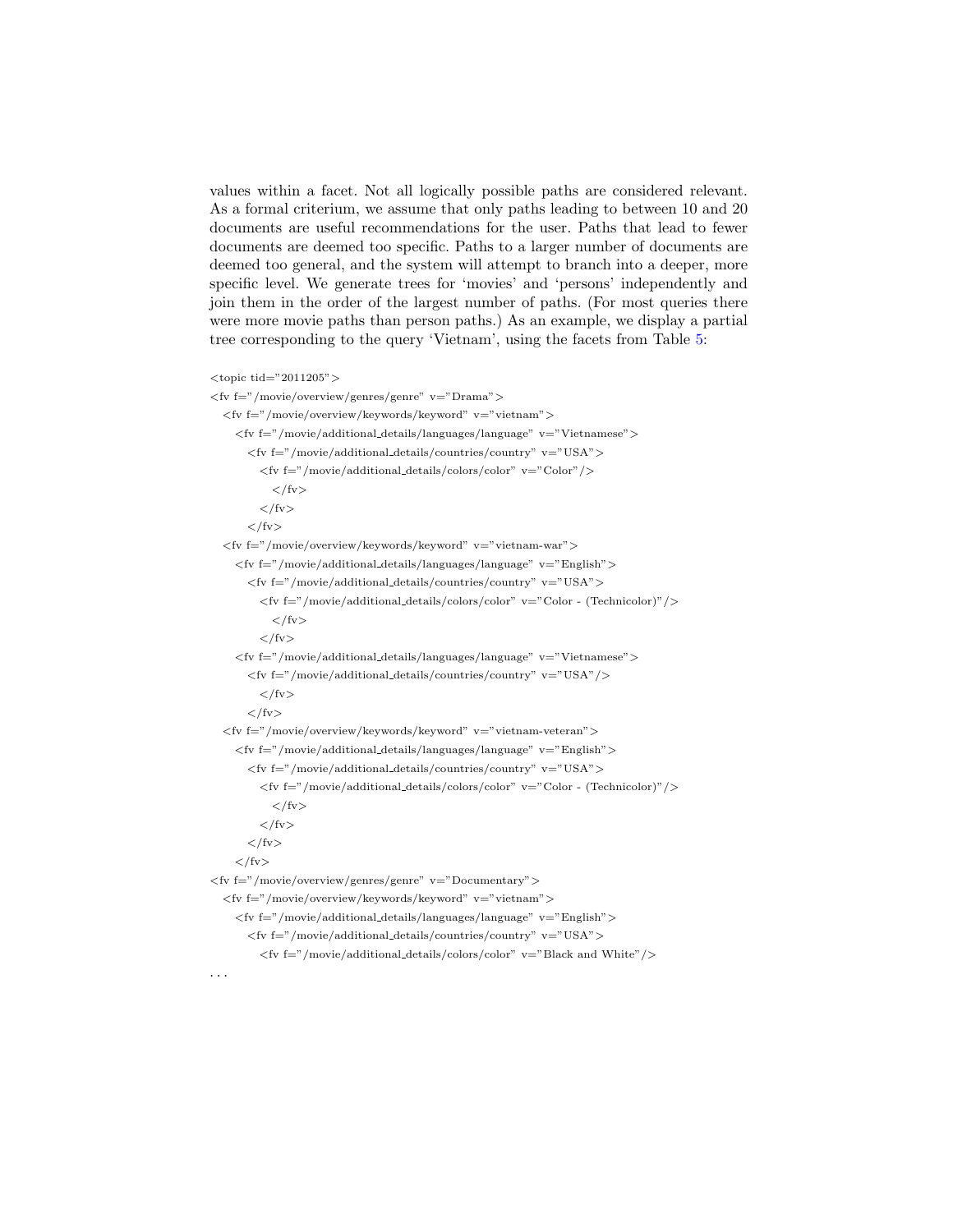values within a facet. Not all logically possible paths are considered relevant. As a formal criterium, we assume that only paths leading to between 10 and 20 documents are useful recommendations for the user. Paths that lead to fewer documents are deemed too specific. Paths to a larger number of documents are deemed too general, and the system will attempt to branch into a deeper, more specific level. We generate trees for 'movies' and 'persons' independently and join them in the order of the largest number of paths. (For most queries there were more movie paths than person paths.) As an example, we display a partial tree corresponding to the query 'Vietnam', using the facets from Table 5:

```
<topic tid="2011205">
<fv f="/movie/overview/genres/genre" v="Drama">
  <fv f="/movie/overview/keywords/keyword" v="vietnam">
    <fv f="/movie/additional_details/languages/language" v="Vietnamese">
      <fv f="/movie/additional_details/countries/country" v="USA">
        <fv f="/movie/additional_details/colors/color" v="Color"/>
          </fv>
        </fv>
      </fv>
  <fv f="/movie/overview/keywords/keyword" v="vietnam-war">
    <fv f="/movie/additional_details/languages/language" v="English">
      <fv f="/movie/additional_details/countries/country" v="USA">
        <fv f="/movie/additional_details/colors/color" v="Color - (Technicolor)"/>
          </fv>
        </fv>
    <fv f="/movie/additional_details/languages/language" v="Vietnamese">
      <fv f="/movie/additional_details/countries/country" v="USA"/>
        </fv>
      </fv>
  <fv f="/movie/overview/keywords/keyword" v="vietnam-veteran">
    <fv f="/movie/additional_details/languages/language" v="English">
      <fv f="/movie/additional_details/countries/country" v="USA">
        <fv f="/movie/additional_details/colors/color" v="Color - (Technicolor)"/>
          </fv>
        </fv>
      </fv>
    </fv>
<fv f="/movie/overview/genres/genre" v="Documentary">
  <fv f="/movie/overview/keywords/keyword" v="vietnam">
    <fv f="/movie/additional_details/languages/language" v="English">
      <fv f="/movie/additional_details/countries/country" v="USA">
        <fv f="/movie/additional_details/colors/color" v="Black and White"/>
...
```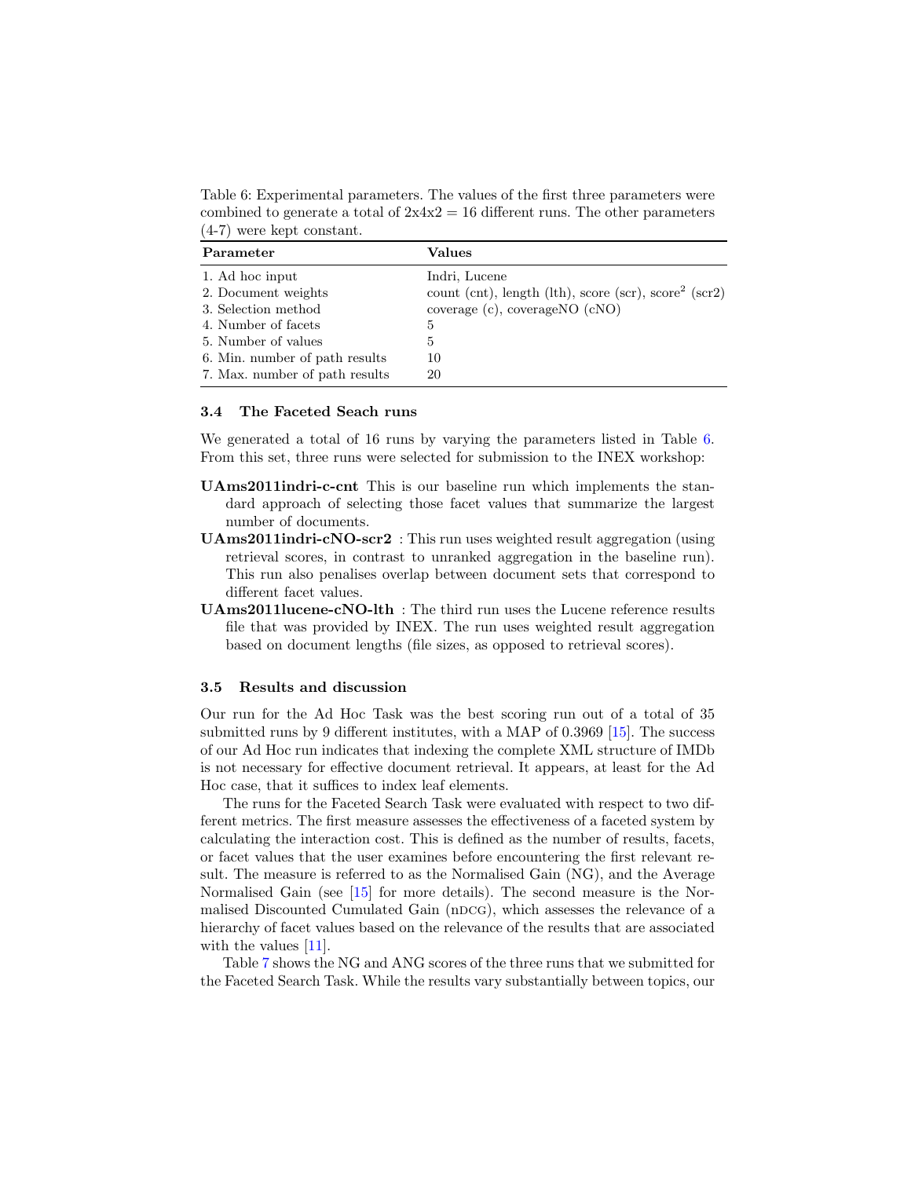Table 6: Experimental parameters. The values of the first three parameters were combined to generate a total of 2x4x2 = 16 different runs. The other parameters (4-7) were kept constant.

| Parameter | Values |
|---|---|
| 1. Ad hoc input | Indri, Lucene |
| 2. Document weights | count (cnt), length (lth), score (scr), score$^2$ (scr2) |
| 3. Selection method | coverage (c), coverageNO (cNO) |
| 4. Number of facets | 5 |
| 5. Number of values | 5 |
| 6. Min. number of path results | 10 |
| 7. Max. number of path results | 20 |

### 3.4 The Faceted Seach runs

We generated a total of 16 runs by varying the parameters listed in Table 6. From this set, three runs were selected for submission to the INEX workshop:

**UAms2011indri-c-cnt** This is our baseline run which implements the standard approach of selecting those facet values that summarize the largest number of documents.

**UAms2011indri-cNO-scr2** : This run uses weighted result aggregation (using retrieval scores, in contrast to unranked aggregation in the baseline run). This run also penalises overlap between document sets that correspond to different facet values.

**UAms2011lucene-cNO-lth** : The third run uses the Lucene reference results file that was provided by INEX. The run uses weighted result aggregation based on document lengths (file sizes, as opposed to retrieval scores).

### 3.5 Results and discussion

Our run for the Ad Hoc Task was the best scoring run out of a total of 35 submitted runs by 9 different institutes, with a MAP of 0.3969 [15]. The success of our Ad Hoc run indicates that indexing the complete XML structure of IMDb is not necessary for effective document retrieval. It appears, at least for the Ad Hoc case, that it suffices to index leaf elements.

The runs for the Faceted Search Task were evaluated with respect to two different metrics. The first measure assesses the effectiveness of a faceted system by calculating the interaction cost. This is defined as the number of results, facets, or facet values that the user examines before encountering the first relevant result. The measure is referred to as the Normalised Gain (NG), and the Average Normalised Gain (see [15] for more details). The second measure is the Normalised Discounted Cumulated Gain (nDCG), which assesses the relevance of a hierarchy of facet values based on the relevance of the results that are associated with the values [11].

Table 7 shows the NG and ANG scores of the three runs that we submitted for the Faceted Search Task. While the results vary substantially between topics, our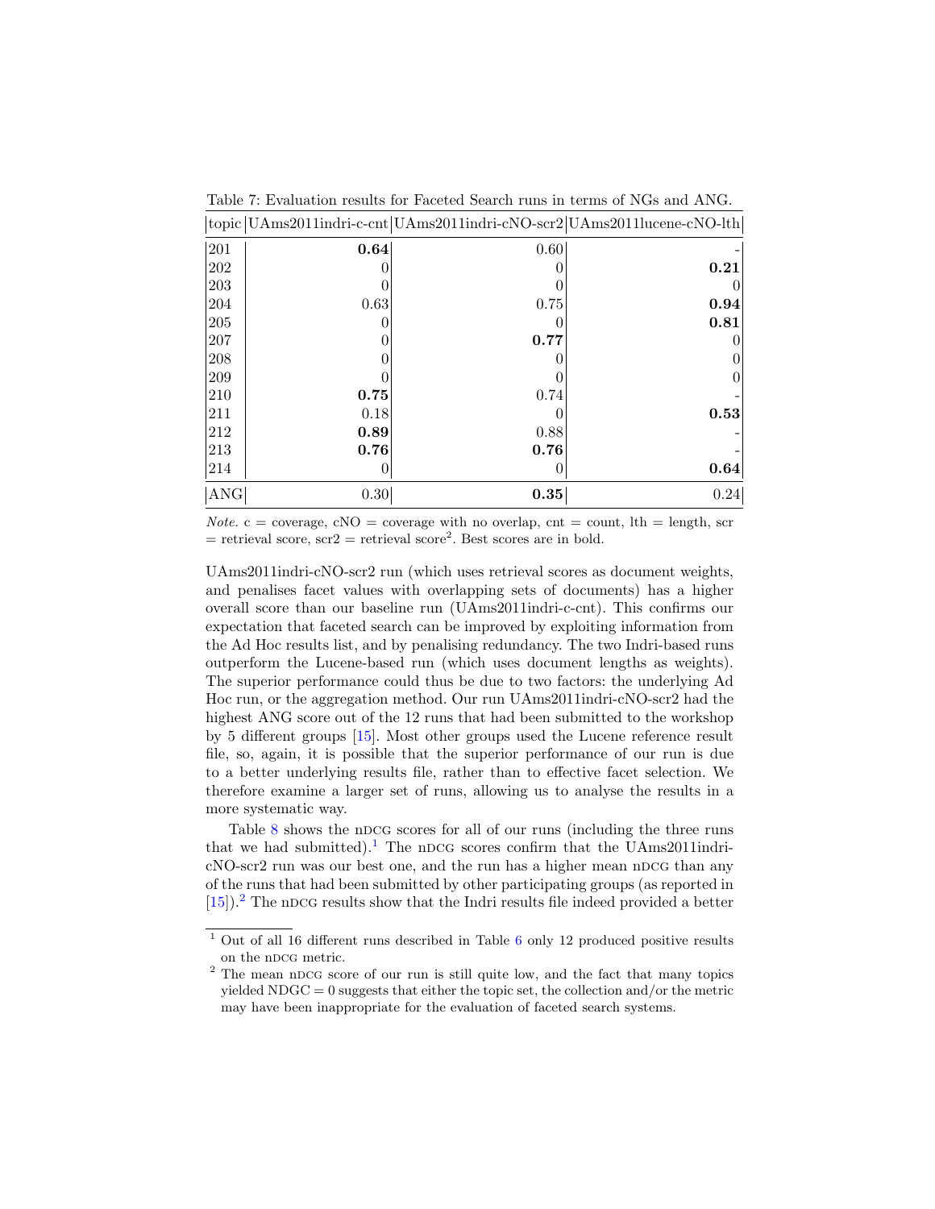Table 7: Evaluation results for Faceted Search runs in terms of NGs and ANG.

| topic | UAms2011indri-c-cnt | UAms2011indri-cNO-scr2 | UAms2011lucene-cNO-lth |
|---|---|---|---|
| 201 | **0.64** | 0.60 | - |
| 202 | 0 | 0 | **0.21** |
| 203 | 0 | 0 | 0 |
| 204 | 0.63 | 0.75 | **0.94** |
| 205 | 0 | 0 | **0.81** |
| 207 | 0 | **0.77** | 0 |
| 208 | 0 | 0 | 0 |
| 209 | 0 | 0 | 0 |
| 210 | **0.75** | 0.74 | - |
| 211 | 0.18 | 0 | **0.53** |
| 212 | **0.89** | 0.88 | - |
| 213 | **0.76** | **0.76** | - |
| 214 | 0 | 0 | **0.64** |
| ANG | 0.30 | **0.35** | 0.24 |

*Note.* c = coverage, cNO = coverage with no overlap, cnt = count, lth = length, scr = retrieval score, scr2 = retrieval score$^2$. Best scores are in bold.

UAms2011indri-cNO-scr2 run (which uses retrieval scores as document weights, and penalises facet values with overlapping sets of documents) has a higher overall score than our baseline run (UAms2011indri-c-cnt). This confirms our expectation that faceted search can be improved by exploiting information from the Ad Hoc results list, and by penalising redundancy. The two Indri-based runs outperform the Lucene-based run (which uses document lengths as weights). The superior performance could thus be due to two factors: the underlying Ad Hoc run, or the aggregation method. Our run UAms2011indri-cNO-scr2 had the highest ANG score out of the 12 runs that had been submitted to the workshop by 5 different groups [15]. Most other groups used the Lucene reference result file, so, again, it is possible that the superior performance of our run is due to a better underlying results file, rather than to effective facet selection. We therefore examine a larger set of runs, allowing us to analyse the results in a more systematic way.

Table 8 shows the nDCG scores for all of our runs (including the three runs that we had submitted).[1] The nDCG scores confirm that the UAms2011indri-cNO-scr2 run was our best one, and the run has a higher mean nDCG than any of the runs that had been submitted by other participating groups (as reported in [15]).[2] The nDCG results show that the Indri results file indeed provided a better

[1] Out of all 16 different runs described in Table 6 only 12 produced positive results on the nDCG metric.

[2] The mean nDCG score of our run is still quite low, and the fact that many topics yielded NDGC = 0 suggests that either the topic set, the collection and/or the metric may have been inappropriate for the evaluation of faceted search systems.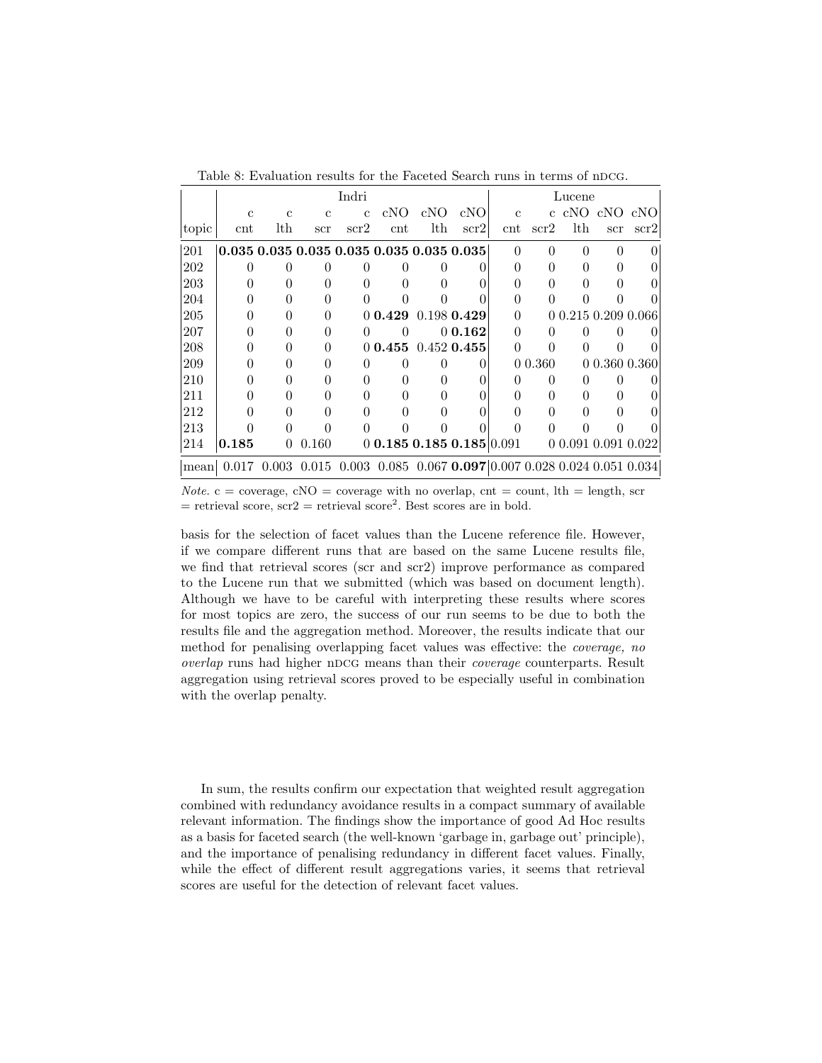Table 8: Evaluation results for the Faceted Search runs in terms of nDCG.

| | Indri | | | | | | | Lucene | | | | |
|---|---|---|---|---|---|---|---|---|---|---|---|---|
| | c | c | c | c | cNO | cNO | cNO | c | c | cNO | cNO | cNO |
| topic | cnt | lth | scr | scr2 | cnt | lth | scr2 | cnt | scr2 | lth | scr | scr2 |
| 201 | **0.035** | **0.035** | **0.035** | **0.035** | **0.035** | **0.035** | **0.035** | 0 | 0 | 0 | 0 | 0 |
| 202 | 0 | 0 | 0 | 0 | 0 | 0 | 0 | 0 | 0 | 0 | 0 | 0 |
| 203 | 0 | 0 | 0 | 0 | 0 | 0 | 0 | 0 | 0 | 0 | 0 | 0 |
| 204 | 0 | 0 | 0 | 0 | 0 | 0 | 0 | 0 | 0 | 0 | 0 | 0 |
| 205 | 0 | 0 | 0 | 0 | **0.429** | 0.198 | **0.429** | 0 | 0 | 0.215 | 0.209 | 0.066 |
| 207 | 0 | 0 | 0 | 0 | 0 | 0 | **0.162** | 0 | 0 | 0 | 0 | 0 |
| 208 | 0 | 0 | 0 | 0 | **0.455** | 0.452 | **0.455** | 0 | 0 | 0 | 0 | 0 |
| 209 | 0 | 0 | 0 | 0 | 0 | 0 | 0 | 0 | 0.360 | 0 | 0.360 | 0.360 |
| 210 | 0 | 0 | 0 | 0 | 0 | 0 | 0 | 0 | 0 | 0 | 0 | 0 |
| 211 | 0 | 0 | 0 | 0 | 0 | 0 | 0 | 0 | 0 | 0 | 0 | 0 |
| 212 | 0 | 0 | 0 | 0 | 0 | 0 | 0 | 0 | 0 | 0 | 0 | 0 |
| 213 | 0 | 0 | 0 | 0 | 0 | 0 | 0 | 0 | 0 | 0 | 0 | 0 |
| 214 | **0.185** | 0 | 0.160 | 0 | **0.185** | **0.185** | **0.185** | 0.091 | 0 | 0.091 | 0.091 | 0.022 |
| mean | 0.017 | 0.003 | 0.015 | 0.003 | 0.085 | 0.067 | **0.097** | 0.007 | 0.028 | 0.024 | 0.051 | 0.034 |

*Note.* c = coverage, cNO = coverage with no overlap, cnt = count, lth = length, scr = retrieval score, scr2 = retrieval score$^2$. Best scores are in bold.

basis for the selection of facet values than the Lucene reference file. However, if we compare different runs that are based on the same Lucene results file, we find that retrieval scores (scr and scr2) improve performance as compared to the Lucene run that we submitted (which was based on document length). Although we have to be careful with interpreting these results where scores for most topics are zero, the success of our run seems to be due to both the results file and the aggregation method. Moreover, the results indicate that our method for penalising overlapping facet values was effective: the *coverage, no overlap* runs had higher nDCG means than their *coverage* counterparts. Result aggregation using retrieval scores proved to be especially useful in combination with the overlap penalty.

In sum, the results confirm our expectation that weighted result aggregation combined with redundancy avoidance results in a compact summary of available relevant information. The findings show the importance of good Ad Hoc results as a basis for faceted search (the well-known 'garbage in, garbage out' principle), and the importance of penalising redundancy in different facet values. Finally, while the effect of different result aggregations varies, it seems that retrieval scores are useful for the detection of relevant facet values.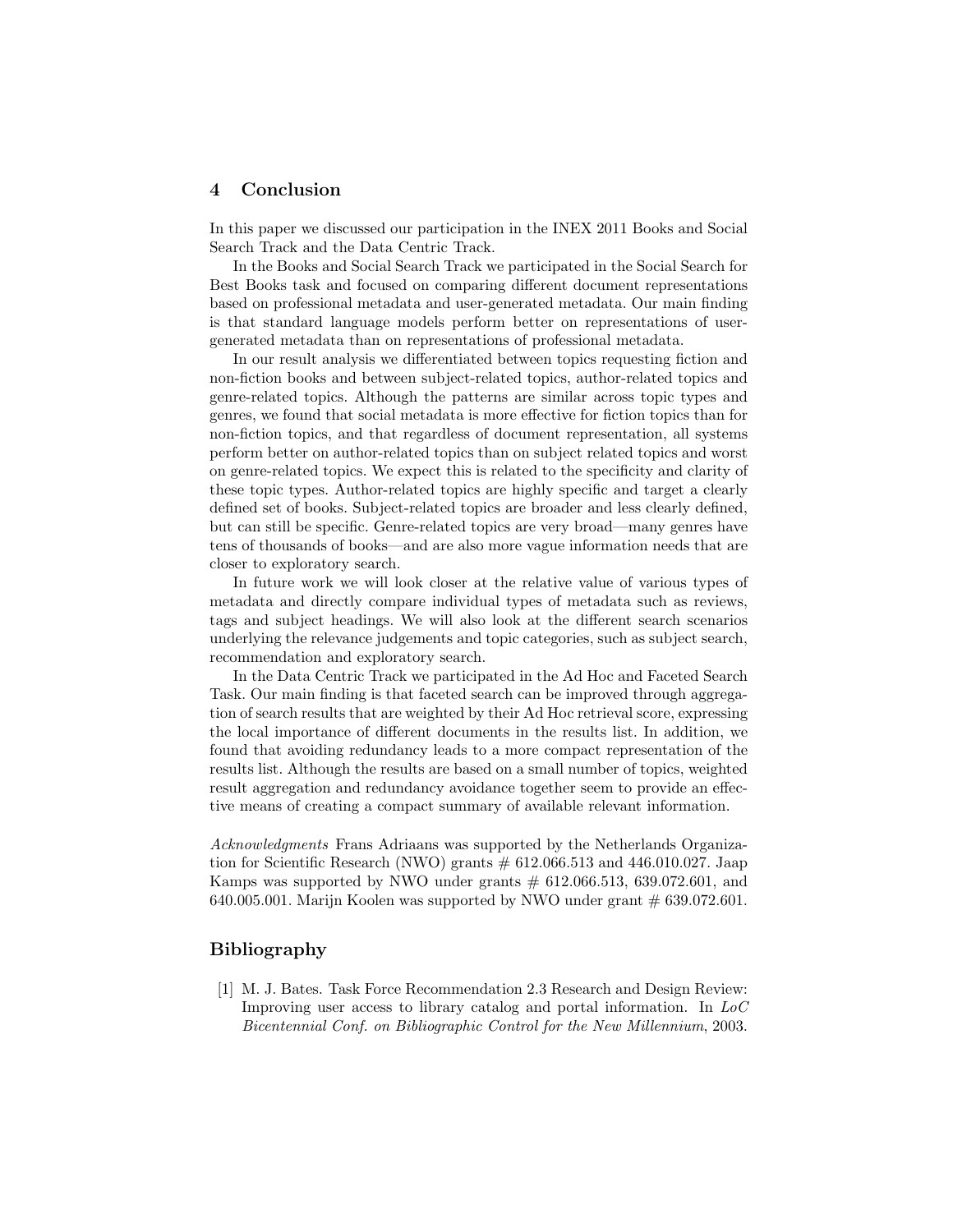## 4 Conclusion

In this paper we discussed our participation in the INEX 2011 Books and Social Search Track and the Data Centric Track.

In the Books and Social Search Track we participated in the Social Search for Best Books task and focused on comparing different document representations based on professional metadata and user-generated metadata. Our main finding is that standard language models perform better on representations of user-generated metadata than on representations of professional metadata.

In our result analysis we differentiated between topics requesting fiction and non-fiction books and between subject-related topics, author-related topics and genre-related topics. Although the patterns are similar across topic types and genres, we found that social metadata is more effective for fiction topics than for non-fiction topics, and that regardless of document representation, all systems perform better on author-related topics than on subject related topics and worst on genre-related topics. We expect this is related to the specificity and clarity of these topic types. Author-related topics are highly specific and target a clearly defined set of books. Subject-related topics are broader and less clearly defined, but can still be specific. Genre-related topics are very broad—many genres have tens of thousands of books—and are also more vague information needs that are closer to exploratory search.

In future work we will look closer at the relative value of various types of metadata and directly compare individual types of metadata such as reviews, tags and subject headings. We will also look at the different search scenarios underlying the relevance judgements and topic categories, such as subject search, recommendation and exploratory search.

In the Data Centric Track we participated in the Ad Hoc and Faceted Search Task. Our main finding is that faceted search can be improved through aggregation of search results that are weighted by their Ad Hoc retrieval score, expressing the local importance of different documents in the results list. In addition, we found that avoiding redundancy leads to a more compact representation of the results list. Although the results are based on a small number of topics, weighted result aggregation and redundancy avoidance together seem to provide an effective means of creating a compact summary of available relevant information.

*Acknowledgments* Frans Adriaans was supported by the Netherlands Organization for Scientific Research (NWO) grants # 612.066.513 and 446.010.027. Jaap Kamps was supported by NWO under grants # 612.066.513, 639.072.601, and 640.005.001. Marijn Koolen was supported by NWO under grant # 639.072.601.

## Bibliography

[1] M. J. Bates. Task Force Recommendation 2.3 Research and Design Review: Improving user access to library catalog and portal information. In *LoC Bicentennial Conf. on Bibliographic Control for the New Millennium*, 2003.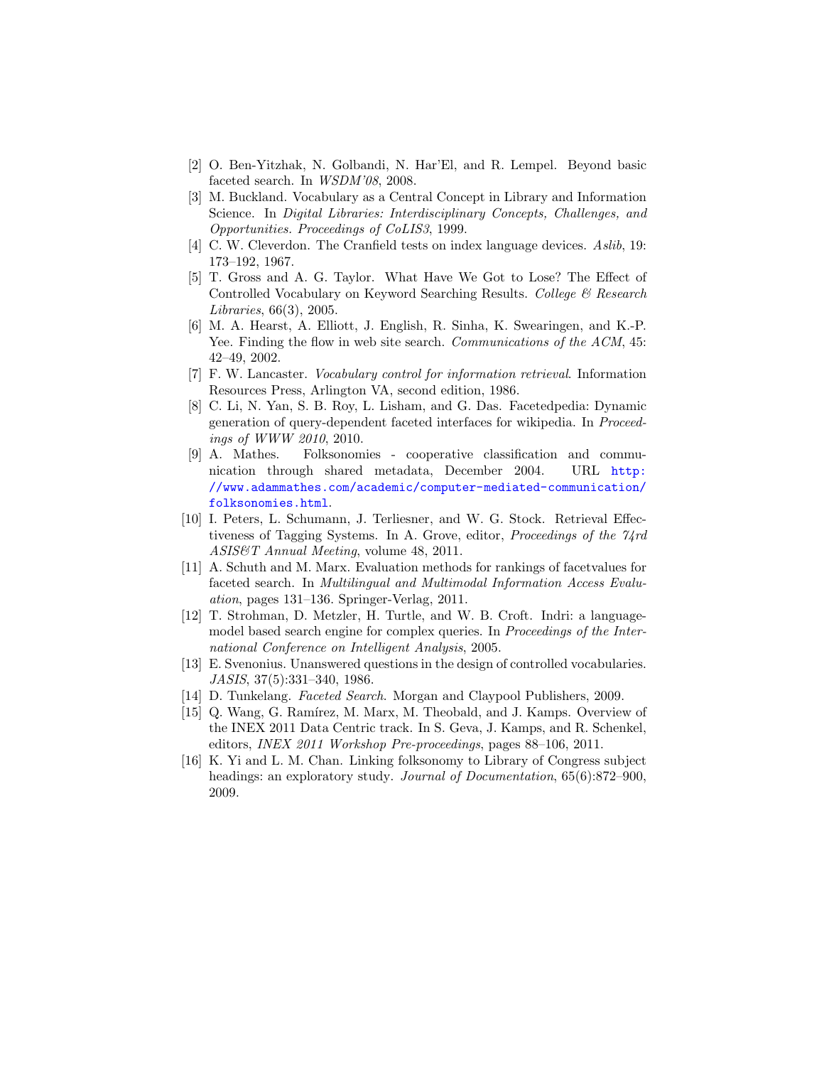[2] O. Ben-Yitzhak, N. Golbandi, N. Har'El, and R. Lempel. Beyond basic faceted search. In *WSDM'08*, 2008.

[3] M. Buckland. Vocabulary as a Central Concept in Library and Information Science. In *Digital Libraries: Interdisciplinary Concepts, Challenges, and Opportunities. Proceedings of CoLIS3*, 1999.

[4] C. W. Cleverdon. The Cranfield tests on index language devices. *Aslib*, 19: 173–192, 1967.

[5] T. Gross and A. G. Taylor. What Have We Got to Lose? The Effect of Controlled Vocabulary on Keyword Searching Results. *College & Research Libraries*, 66(3), 2005.

[6] M. A. Hearst, A. Elliott, J. English, R. Sinha, K. Swearingen, and K.-P. Yee. Finding the flow in web site search. *Communications of the ACM*, 45: 42–49, 2002.

[7] F. W. Lancaster. *Vocabulary control for information retrieval*. Information Resources Press, Arlington VA, second edition, 1986.

[8] C. Li, N. Yan, S. B. Roy, L. Lisham, and G. Das. Facetedpedia: Dynamic generation of query-dependent faceted interfaces for wikipedia. In *Proceedings of WWW 2010*, 2010.

[9] A. Mathes. Folksonomies - cooperative classification and communication through shared metadata, December 2004. URL http://www.adammathes.com/academic/computer-mediated-communication/folksonomies.html.

[10] I. Peters, L. Schumann, J. Terliesner, and W. G. Stock. Retrieval Effectiveness of Tagging Systems. In A. Grove, editor, *Proceedings of the 74rd ASIS&T Annual Meeting*, volume 48, 2011.

[11] A. Schuth and M. Marx. Evaluation methods for rankings of facetvalues for faceted search. In *Multilingual and Multimodal Information Access Evaluation*, pages 131–136. Springer-Verlag, 2011.

[12] T. Strohman, D. Metzler, H. Turtle, and W. B. Croft. Indri: a language-model based search engine for complex queries. In *Proceedings of the International Conference on Intelligent Analysis*, 2005.

[13] E. Svenonius. Unanswered questions in the design of controlled vocabularies. *JASIS*, 37(5):331–340, 1986.

[14] D. Tunkelang. *Faceted Search*. Morgan and Claypool Publishers, 2009.

[15] Q. Wang, G. Ramírez, M. Marx, M. Theobald, and J. Kamps. Overview of the INEX 2011 Data Centric track. In S. Geva, J. Kamps, and R. Schenkel, editors, *INEX 2011 Workshop Pre-proceedings*, pages 88–106, 2011.

[16] K. Yi and L. M. Chan. Linking folksonomy to Library of Congress subject headings: an exploratory study. *Journal of Documentation*, 65(6):872–900, 2009.